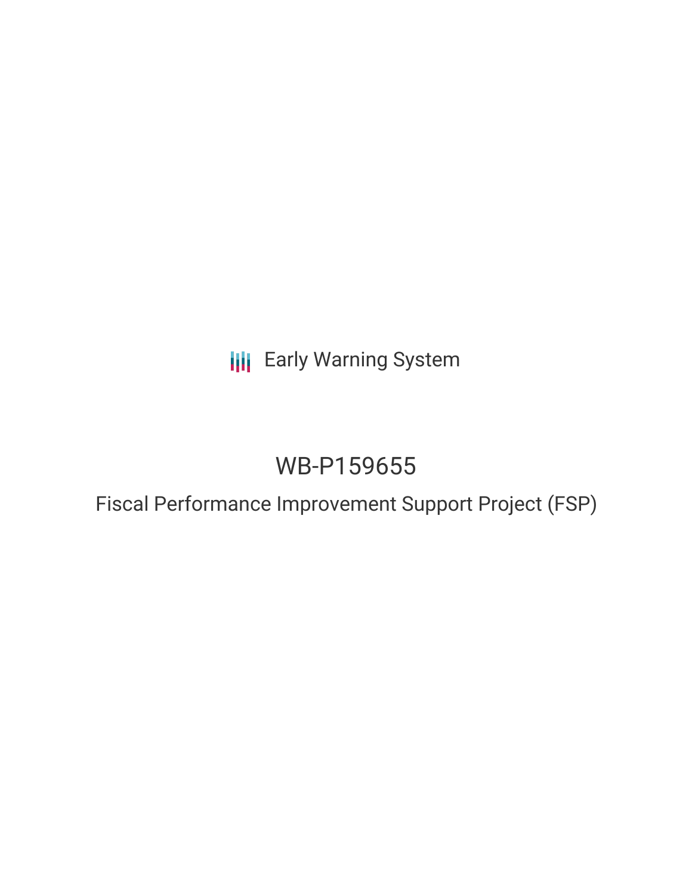Early Warning System

# WB-P159655

## Fiscal Performance Improvement Support Project (FSP)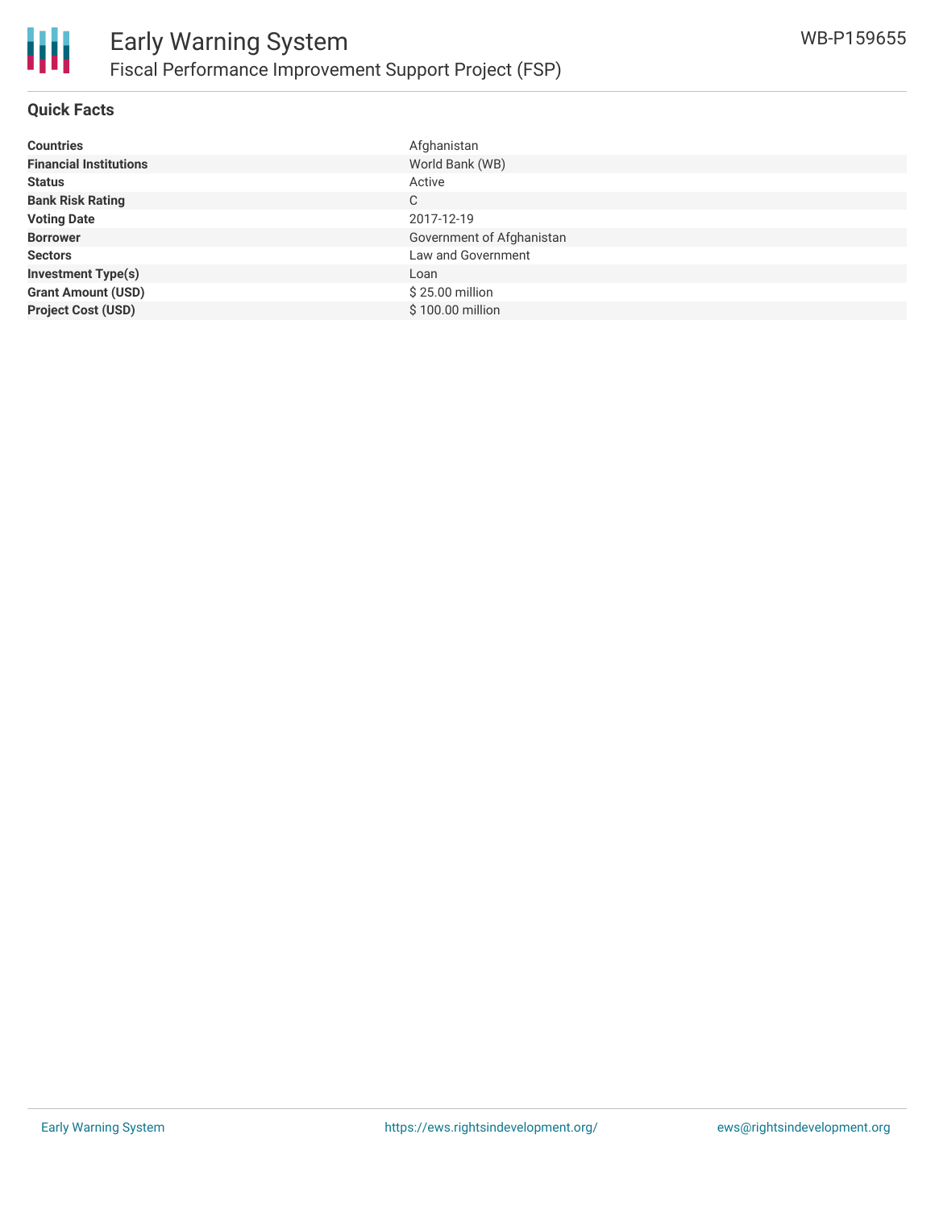# Early Warning System

## Fiscal Performance Improvement Support Project (FSP)

WB-P159655

### Quick Facts

| | |
|---|---|
| **Countries** | Afghanistan |
| **Financial Institutions** | World Bank (WB) |
| **Status** | Active |
| **Bank Risk Rating** | C |
| **Voting Date** | 2017-12-19 |
| **Borrower** | Government of Afghanistan |
| **Sectors** | Law and Government |
| **Investment Type(s)** | Loan |
| **Grant Amount (USD)** | $ 25.00 million |
| **Project Cost (USD)** | $ 100.00 million |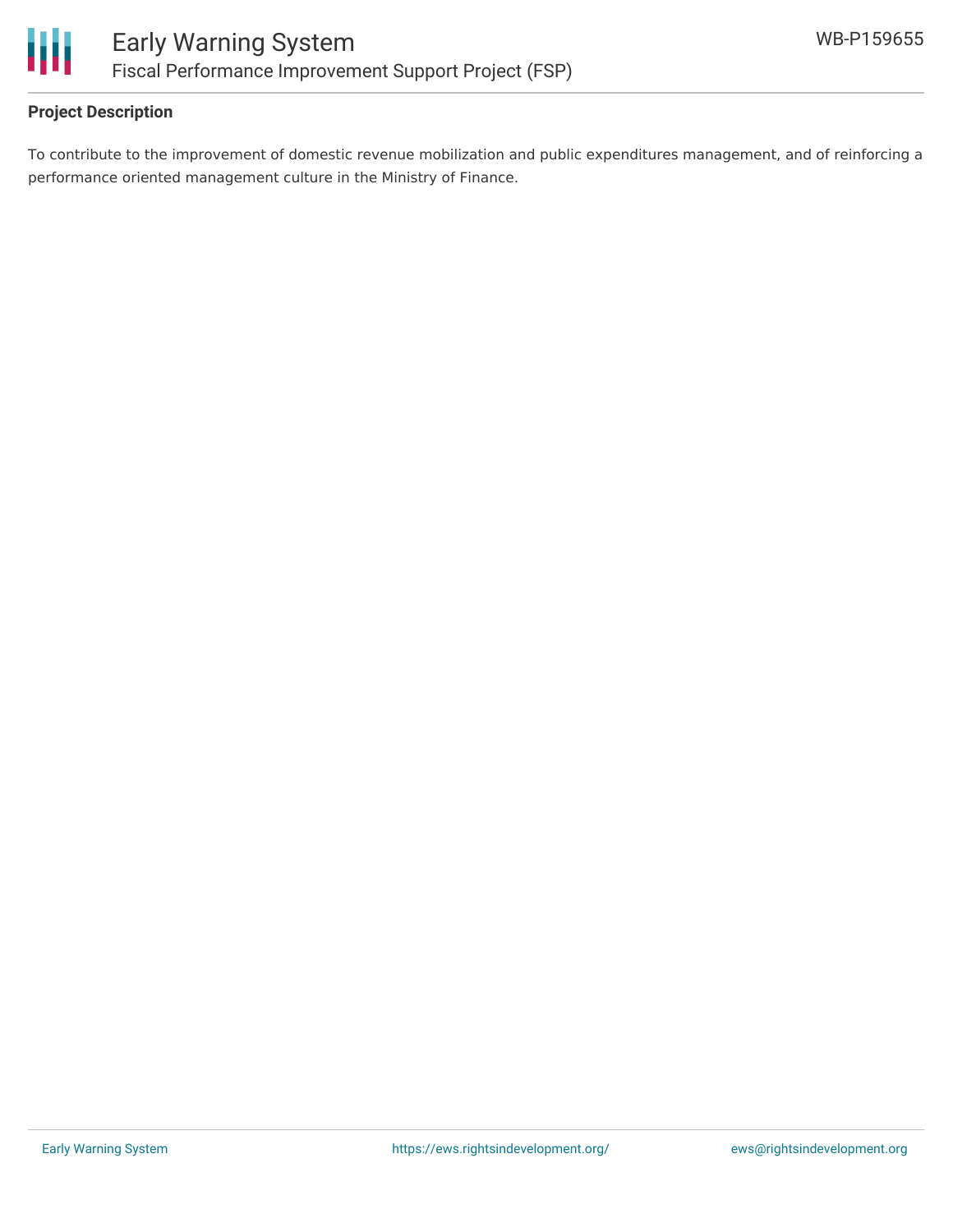## Project Description

To contribute to the improvement of domestic revenue mobilization and public expenditures management, and of reinforcing a performance oriented management culture in the Ministry of Finance.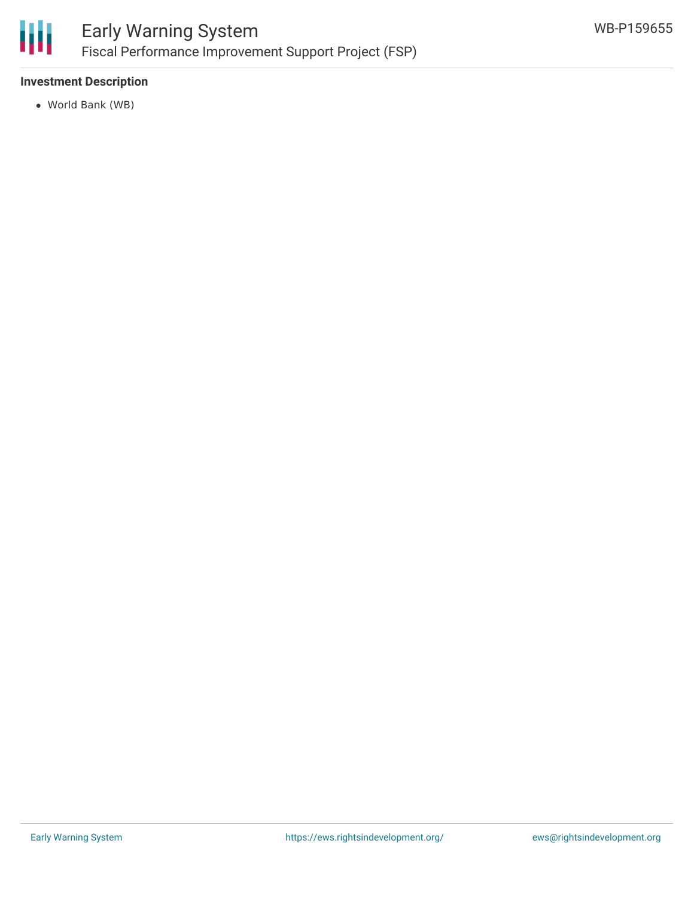**Investment Description**

- World Bank (WB)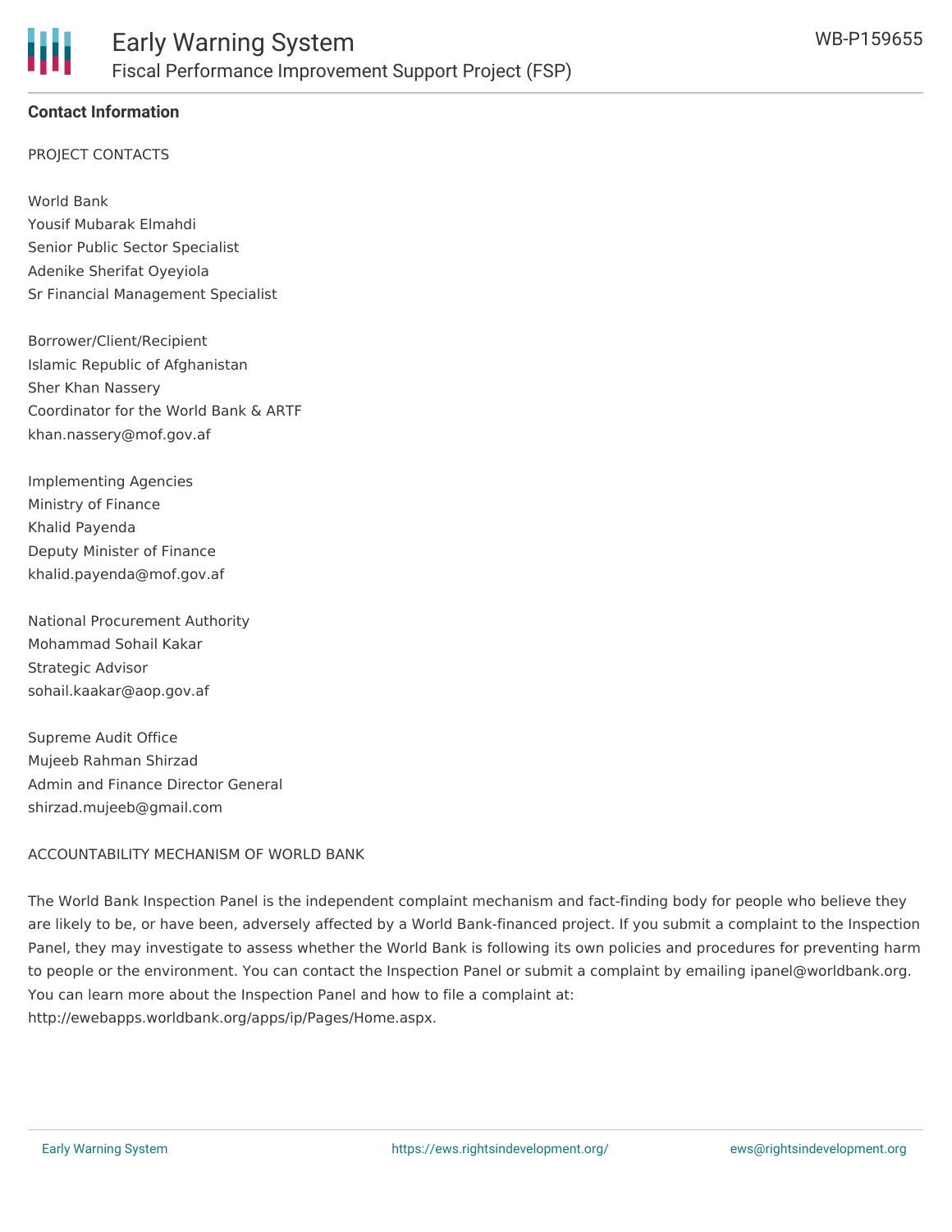## Contact Information

PROJECT CONTACTS

World Bank
Yousif Mubarak Elmahdi
Senior Public Sector Specialist
Adenike Sherifat Oyeyiola
Sr Financial Management Specialist

Borrower/Client/Recipient
Islamic Republic of Afghanistan
Sher Khan Nassery
Coordinator for the World Bank & ARTF
khan.nassery@mof.gov.af

Implementing Agencies
Ministry of Finance
Khalid Payenda
Deputy Minister of Finance
khalid.payenda@mof.gov.af

National Procurement Authority
Mohammad Sohail Kakar
Strategic Advisor
sohail.kaakar@aop.gov.af

Supreme Audit Office
Mujeeb Rahman Shirzad
Admin and Finance Director General
shirzad.mujeeb@gmail.com

ACCOUNTABILITY MECHANISM OF WORLD BANK

The World Bank Inspection Panel is the independent complaint mechanism and fact-finding body for people who believe they are likely to be, or have been, adversely affected by a World Bank-financed project. If you submit a complaint to the Inspection Panel, they may investigate to assess whether the World Bank is following its own policies and procedures for preventing harm to people or the environment. You can contact the Inspection Panel or submit a complaint by emailing ipanel@worldbank.org. You can learn more about the Inspection Panel and how to file a complaint at: http://ewebapps.worldbank.org/apps/ip/Pages/Home.aspx.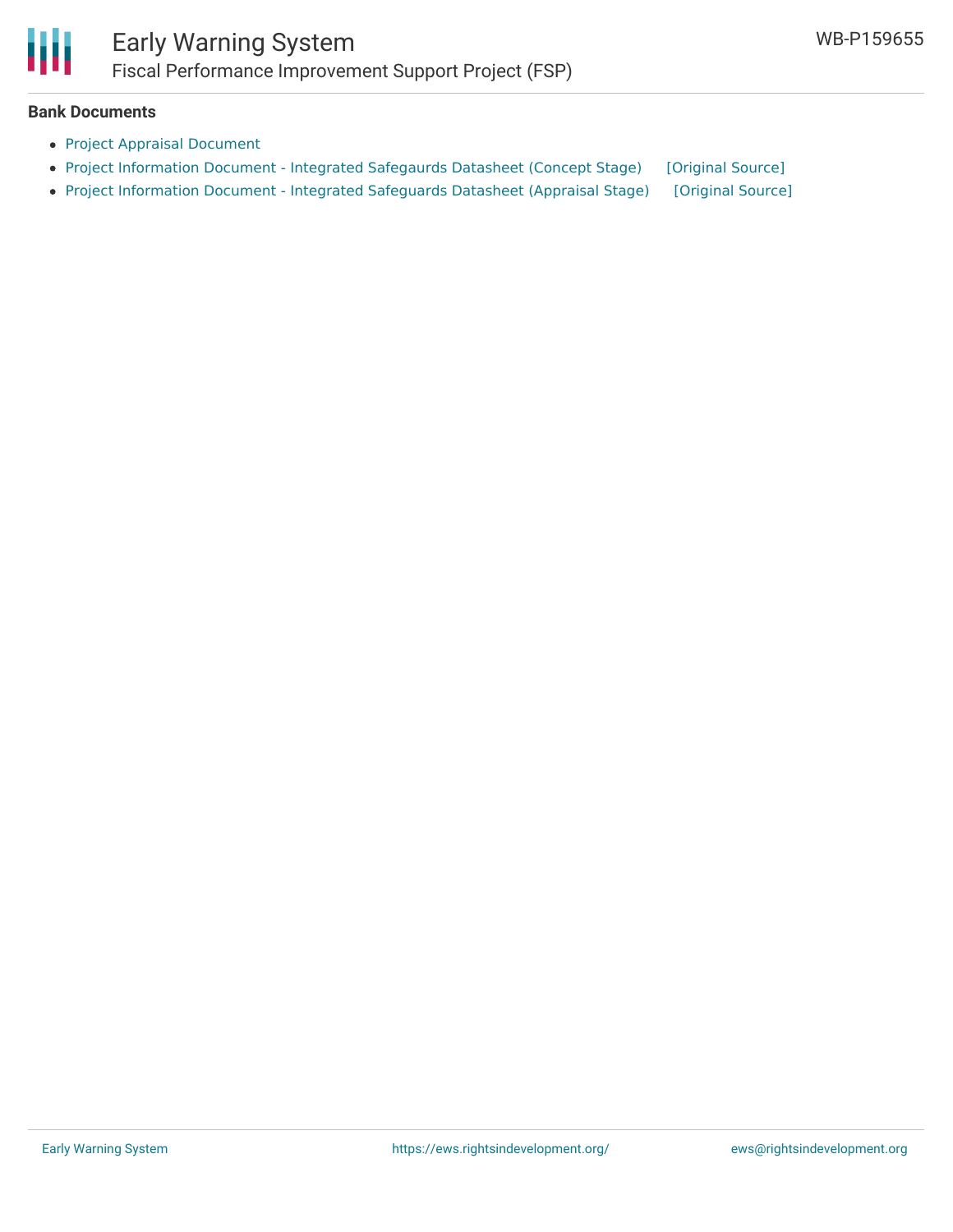**Bank Documents**

- Project Appraisal Document
- Project Information Document - Integrated Safegaurds Datasheet (Concept Stage) [Original Source]
- Project Information Document - Integrated Safeguards Datasheet (Appraisal Stage) [Original Source]